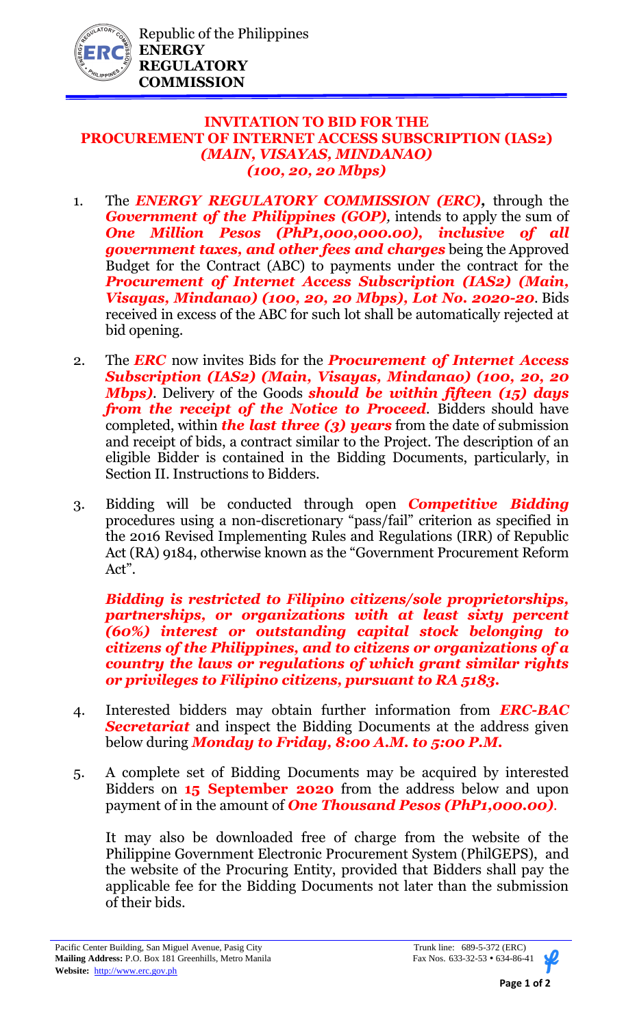Republic of the Philippines
**ENERGY REGULATORY COMMISSION**

# INVITATION TO BID FOR THE PROCUREMENT OF INTERNET ACCESS SUBSCRIPTION (IAS2) *(MAIN, VISAYAS, MINDANAO)* *(100, 20, 20 Mbps)*

1. The ***ENERGY REGULATORY COMMISSION (ERC),*** through the ***Government of the Philippines (GOP),*** intends to apply the sum of ***One Million Pesos (PhP1,000,000.00), inclusive of all government taxes, and other fees and charges*** being the Approved Budget for the Contract (ABC) to payments under the contract for the ***Procurement of Internet Access Subscription (IAS2) (Main, Visayas, Mindanao) (100, 20, 20 Mbps), Lot No. 2020-20***. Bids received in excess of the ABC for such lot shall be automatically rejected at bid opening.

2. The ***ERC*** now invites Bids for the ***Procurement of Internet Access Subscription (IAS2) (Main, Visayas, Mindanao) (100, 20, 20 Mbps)***. Delivery of the Goods ***should be within fifteen (15) days from the receipt of the Notice to Proceed***. Bidders should have completed, within ***the last three (3) years*** from the date of submission and receipt of bids, a contract similar to the Project. The description of an eligible Bidder is contained in the Bidding Documents, particularly, in Section II. Instructions to Bidders.

3. Bidding will be conducted through open ***Competitive Bidding*** procedures using a non-discretionary "pass/fail" criterion as specified in the 2016 Revised Implementing Rules and Regulations (IRR) of Republic Act (RA) 9184, otherwise known as the "Government Procurement Reform Act".

   ***Bidding is restricted to Filipino citizens/sole proprietorships, partnerships, or organizations with at least sixty percent (60%) interest or outstanding capital stock belonging to citizens of the Philippines, and to citizens or organizations of a country the laws or regulations of which grant similar rights or privileges to Filipino citizens, pursuant to RA 5183.***

4. Interested bidders may obtain further information from ***ERC-BAC Secretariat*** and inspect the Bidding Documents at the address given below during ***Monday to Friday, 8:00 A.M. to 5:00 P.M.***

5. A complete set of Bidding Documents may be acquired by interested Bidders on **15 September 2020** from the address below and upon payment of in the amount of ***One Thousand Pesos (PhP1,000.00)***.

   It may also be downloaded free of charge from the website of the Philippine Government Electronic Procurement System (PhilGEPS), and the website of the Procuring Entity, provided that Bidders shall pay the applicable fee for the Bidding Documents not later than the submission of their bids.

Pacific Center Building, San Miguel Avenue, Pasig City
**Mailing Address:** P.O. Box 181 Greenhills, Metro Manila
**Website:** http://www.erc.gov.ph

Trunk line: 689-5-372 (ERC)
Fax Nos. 633-32-53 • 634-86-41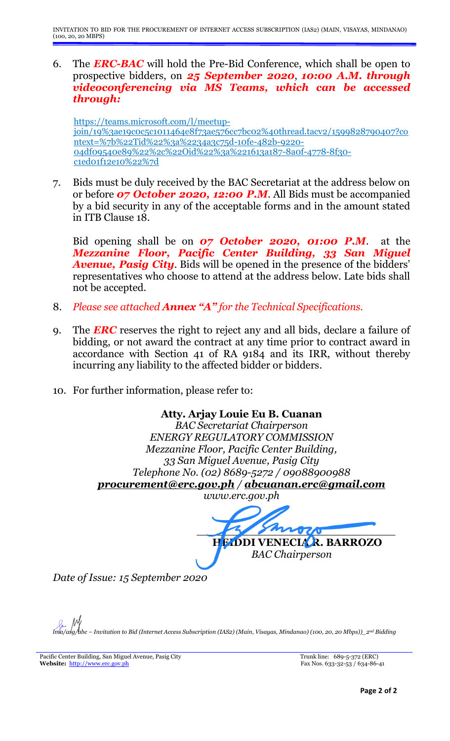6. The ***ERC-BAC*** will hold the Pre-Bid Conference, which shall be open to prospective bidders, on ***25 September 2020***, ***10:00 A.M. through videoconferencing via MS Teams, which can be accessed through:***

   https://teams.microsoft.com/l/meetup-join/19%3ae19c0c5c1011464e8f73ae576cc7bc02%40thread.tacv2/1599828790407?context=%7b%22Tid%22%3a%2234a3c75d-10fe-482b-9220-04df09540e89%22%2c%22Oid%22%3a%221613a187-8a0f-4778-8f30-c1ed01f12e10%22%7d

7. Bids must be duly received by the BAC Secretariat at the address below on or before ***07 October 2020, 12:00 P.M***. All Bids must be accompanied by a bid security in any of the acceptable forms and in the amount stated in ITB Clause 18.

   Bid opening shall be on ***07 October 2020, 01:00 P.M***. at the ***Mezzanine Floor, Pacific Center Building, 33 San Miguel Avenue, Pasig City***. Bids will be opened in the presence of the bidders' representatives who choose to attend at the address below. Late bids shall not be accepted.

8. *Please see attached **Annex "A"** for the Technical Specifications.*

9. The ***ERC*** reserves the right to reject any and all bids, declare a failure of bidding, or not award the contract at any time prior to contract award in accordance with Section 41 of RA 9184 and its IRR, without thereby incurring any liability to the affected bidder or bidders.

10. For further information, please refer to:

**Atty. Arjay Louie Eu B. Cuanan**
*BAC Secretariat Chairperson*
*ENERGY REGULATORY COMMISSION*
*Mezzanine Floor, Pacific Center Building,*
*33 San Miguel Avenue, Pasig City*
*Telephone No. (02) 8689-5272 / 09088900988*
***procurement@erc.gov.ph / abcuanan.erc@gmail.com***
*www.erc.gov.ph*

**HEIDDI VENECIA R. BARROZO**
*BAC Chairperson*

*Date of Issue: 15 September 2020*

*lma/asg/abc – Invitation to Bid (Internet Access Subscription (IAS2) (Main, Visayas, Mindanao) (100, 20, 20 Mbps))_2nd Bidding*

Pacific Center Building, San Miguel Avenue, Pasig City
**Website:** http://www.erc.gov.ph

Trunk line: 689-5-372 (ERC)
Fax Nos. 633-32-53 / 634-86-41